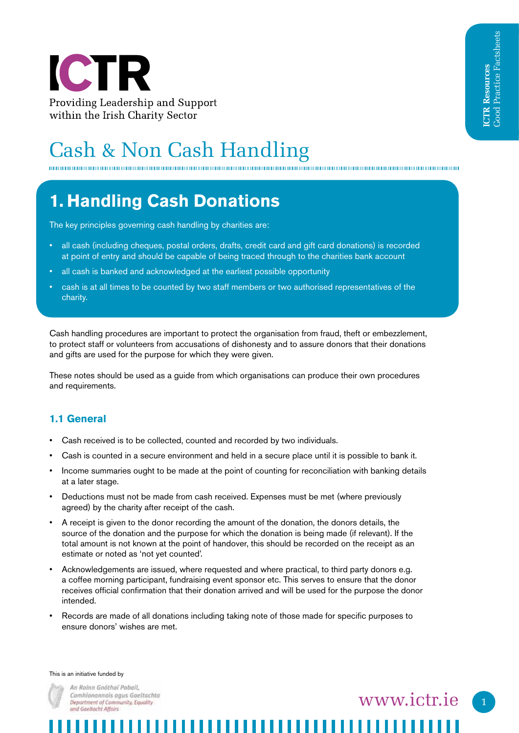# ICTR

Providing Leadership and Support within the Irish Charity Sector

# Cash & Non Cash Handling

## 1. Handling Cash Donations

The key principles governing cash handling by charities are:

- all cash (including cheques, postal orders, drafts, credit card and gift card donations) is recorded at point of entry and should be capable of being traced through to the charities bank account
- all cash is banked and acknowledged at the earliest possible opportunity
- cash is at all times to be counted by two staff members or two authorised representatives of the charity.

Cash handling procedures are important to protect the organisation from fraud, theft or embezzlement, to protect staff or volunteers from accusations of dishonesty and to assure donors that their donations and gifts are used for the purpose for which they were given.

These notes should be used as a guide from which organisations can produce their own procedures and requirements.

### 1.1 General

- Cash received is to be collected, counted and recorded by two individuals.
- Cash is counted in a secure environment and held in a secure place until it is possible to bank it.
- Income summaries ought to be made at the point of counting for reconciliation with banking details at a later stage.
- Deductions must not be made from cash received. Expenses must be met (where previously agreed) by the charity after receipt of the cash.
- A receipt is given to the donor recording the amount of the donation, the donors details, the source of the donation and the purpose for which the donation is being made (if relevant). If the total amount is not known at the point of handover, this should be recorded on the receipt as an estimate or noted as 'not yet counted'.
- Acknowledgements are issued, where requested and where practical, to third party donors e.g. a coffee morning participant, fundraising event sponsor etc. This serves to ensure that the donor receives official confirmation that their donation arrived and will be used for the purpose the donor intended.
- Records are made of all donations including taking note of those made for specific purposes to ensure donors' wishes are met.

This is an initiative funded by

An Roinn Gnóthaí Pobail, Comhionannais agus Gaeltachta
Department of Community, Equality and Gaeltacht Affairs

www.ictr.ie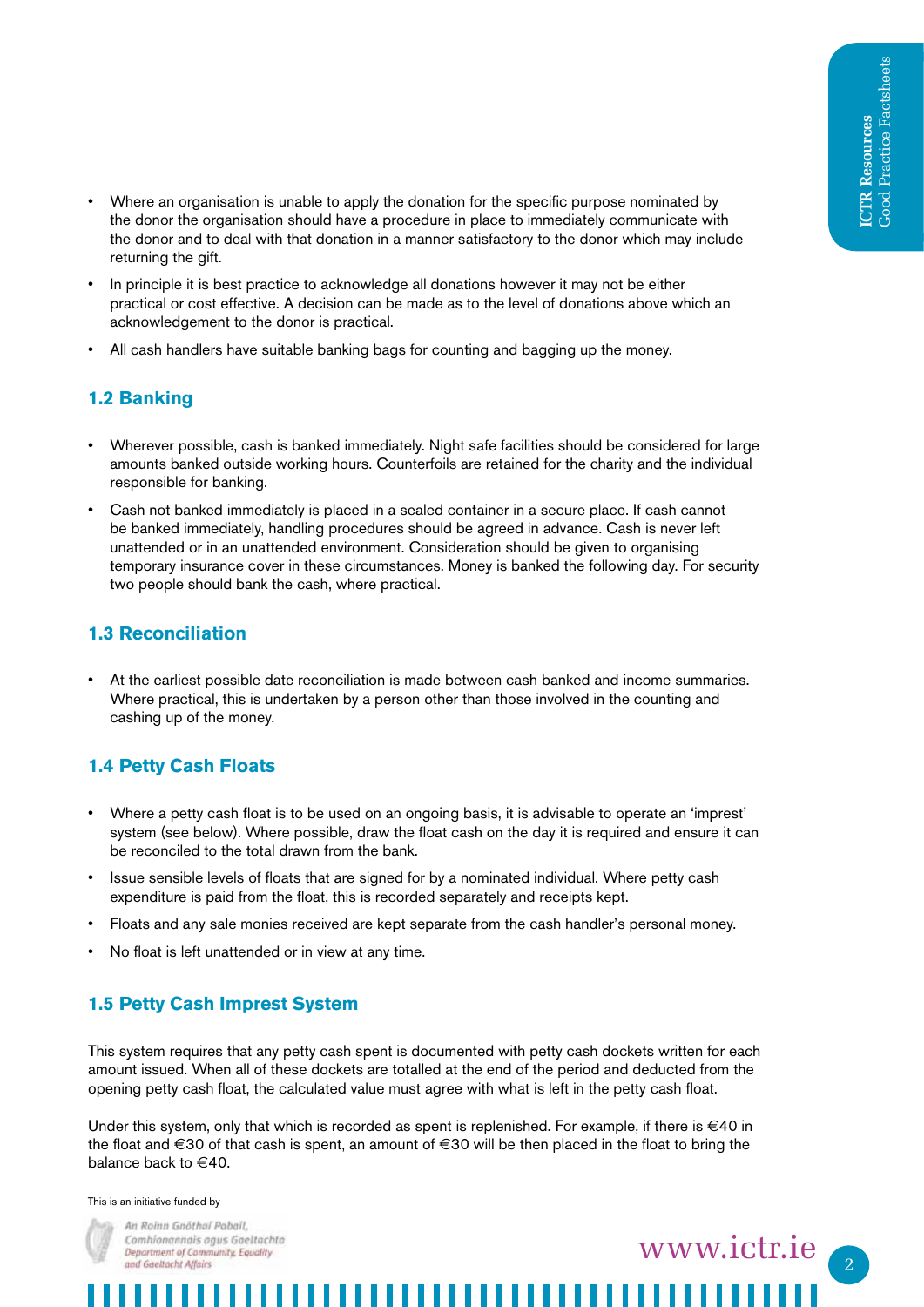- Where an organisation is unable to apply the donation for the specific purpose nominated by the donor the organisation should have a procedure in place to immediately communicate with the donor and to deal with that donation in a manner satisfactory to the donor which may include returning the gift.
- In principle it is best practice to acknowledge all donations however it may not be either practical or cost effective. A decision can be made as to the level of donations above which an acknowledgement to the donor is practical.
- All cash handlers have suitable banking bags for counting and bagging up the money.

### 1.2 Banking

- Wherever possible, cash is banked immediately. Night safe facilities should be considered for large amounts banked outside working hours. Counterfoils are retained for the charity and the individual responsible for banking.
- Cash not banked immediately is placed in a sealed container in a secure place. If cash cannot be banked immediately, handling procedures should be agreed in advance. Cash is never left unattended or in an unattended environment. Consideration should be given to organising temporary insurance cover in these circumstances. Money is banked the following day. For security two people should bank the cash, where practical.

### 1.3 Reconciliation

- At the earliest possible date reconciliation is made between cash banked and income summaries. Where practical, this is undertaken by a person other than those involved in the counting and cashing up of the money.

### 1.4 Petty Cash Floats

- Where a petty cash float is to be used on an ongoing basis, it is advisable to operate an 'imprest' system (see below). Where possible, draw the float cash on the day it is required and ensure it can be reconciled to the total drawn from the bank.
- Issue sensible levels of floats that are signed for by a nominated individual. Where petty cash expenditure is paid from the float, this is recorded separately and receipts kept.
- Floats and any sale monies received are kept separate from the cash handler's personal money.
- No float is left unattended or in view at any time.

### 1.5 Petty Cash Imprest System

This system requires that any petty cash spent is documented with petty cash dockets written for each amount issued. When all of these dockets are totalled at the end of the period and deducted from the opening petty cash float, the calculated value must agree with what is left in the petty cash float.

Under this system, only that which is recorded as spent is replenished. For example, if there is €40 in the float and €30 of that cash is spent, an amount of €30 will be then placed in the float to bring the balance back to €40.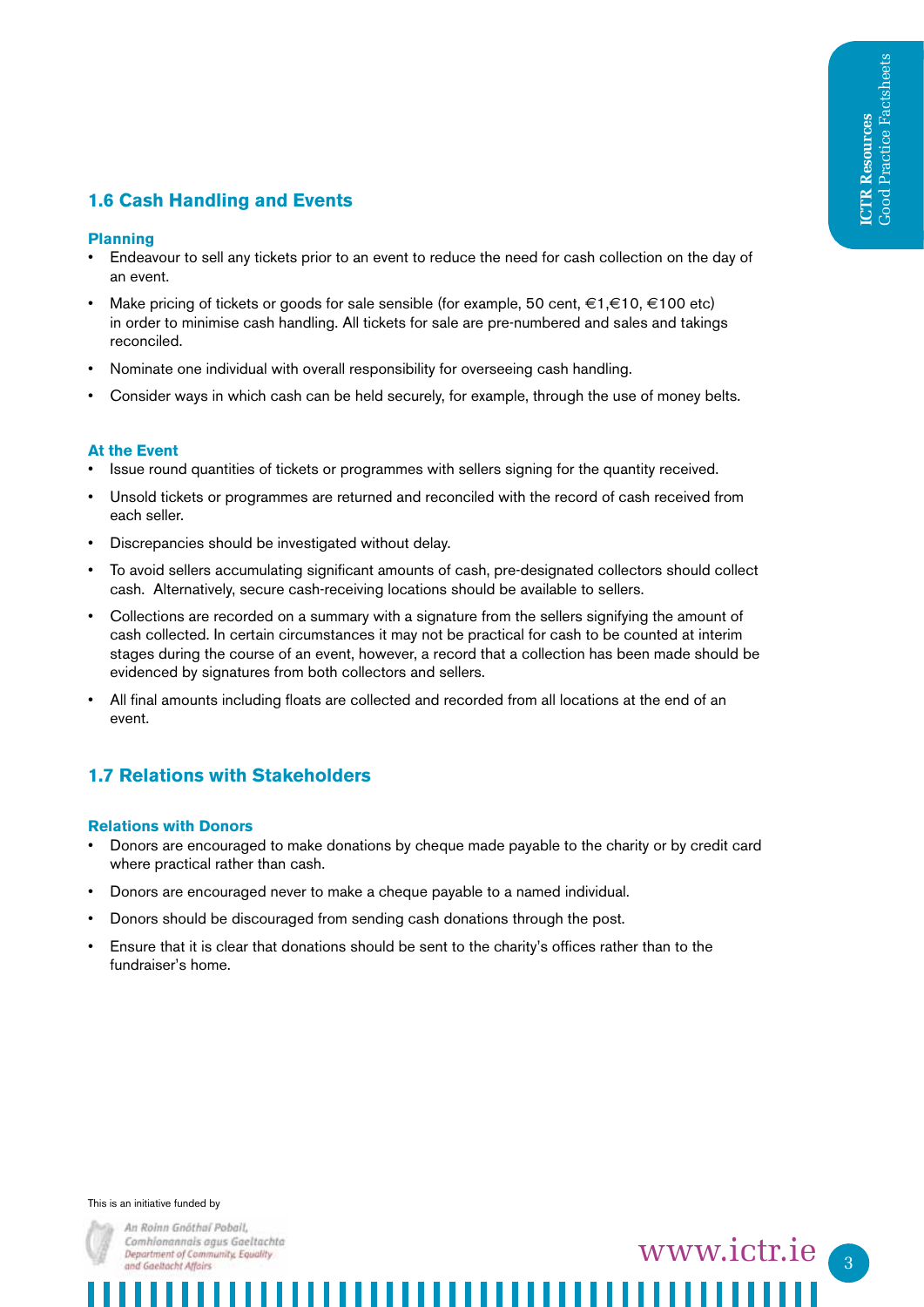## 1.6 Cash Handling and Events

### Planning

- Endeavour to sell any tickets prior to an event to reduce the need for cash collection on the day of an event.
- Make pricing of tickets or goods for sale sensible (for example, 50 cent, €1,€10, €100 etc) in order to minimise cash handling. All tickets for sale are pre-numbered and sales and takings reconciled.
- Nominate one individual with overall responsibility for overseeing cash handling.
- Consider ways in which cash can be held securely, for example, through the use of money belts.

### At the Event

- Issue round quantities of tickets or programmes with sellers signing for the quantity received.
- Unsold tickets or programmes are returned and reconciled with the record of cash received from each seller.
- Discrepancies should be investigated without delay.
- To avoid sellers accumulating significant amounts of cash, pre-designated collectors should collect cash. Alternatively, secure cash-receiving locations should be available to sellers.
- Collections are recorded on a summary with a signature from the sellers signifying the amount of cash collected. In certain circumstances it may not be practical for cash to be counted at interim stages during the course of an event, however, a record that a collection has been made should be evidenced by signatures from both collectors and sellers.
- All final amounts including floats are collected and recorded from all locations at the end of an event.

## 1.7 Relations with Stakeholders

### Relations with Donors

- Donors are encouraged to make donations by cheque made payable to the charity or by credit card where practical rather than cash.
- Donors are encouraged never to make a cheque payable to a named individual.
- Donors should be discouraged from sending cash donations through the post.
- Ensure that it is clear that donations should be sent to the charity's offices rather than to the fundraiser's home.

This is an initiative funded by

An Roinn Gnóthaí Pobail, Comhionannais agus Gaeltachta
Department of Community, Equality and Gaeltacht Affairs

www.ictr.ie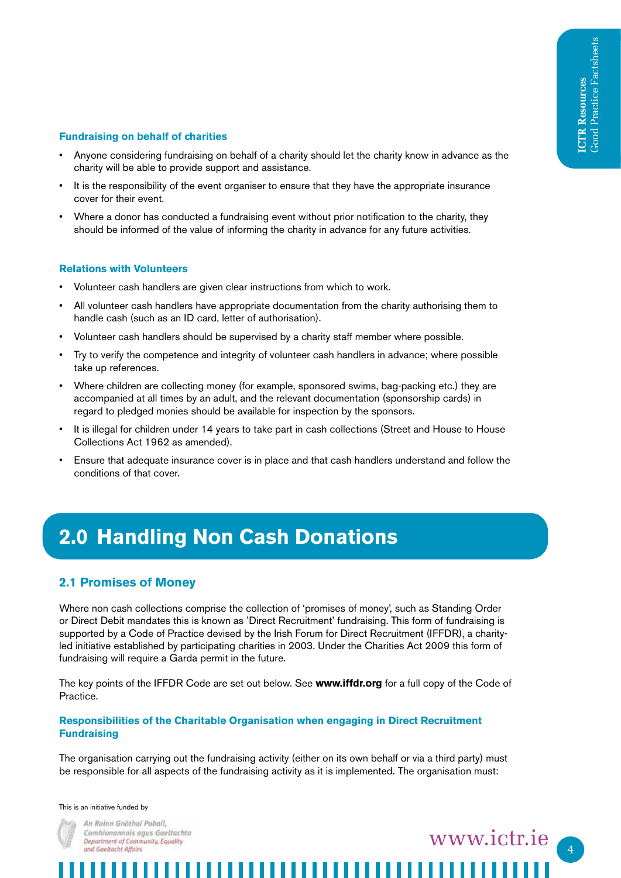### Fundraising on behalf of charities

- Anyone considering fundraising on behalf of a charity should let the charity know in advance as the charity will be able to provide support and assistance.
- It is the responsibility of the event organiser to ensure that they have the appropriate insurance cover for their event.
- Where a donor has conducted a fundraising event without prior notification to the charity, they should be informed of the value of informing the charity in advance for any future activities.

### Relations with Volunteers

- Volunteer cash handlers are given clear instructions from which to work.
- All volunteer cash handlers have appropriate documentation from the charity authorising them to handle cash (such as an ID card, letter of authorisation).
- Volunteer cash handlers should be supervised by a charity staff member where possible.
- Try to verify the competence and integrity of volunteer cash handlers in advance; where possible take up references.
- Where children are collecting money (for example, sponsored swims, bag-packing etc.) they are accompanied at all times by an adult, and the relevant documentation (sponsorship cards) in regard to pledged monies should be available for inspection by the sponsors.
- It is illegal for children under 14 years to take part in cash collections (Street and House to House Collections Act 1962 as amended).
- Ensure that adequate insurance cover is in place and that cash handlers understand and follow the conditions of that cover.

# 2.0 Handling Non Cash Donations

## 2.1 Promises of Money

Where non cash collections comprise the collection of 'promises of money', such as Standing Order or Direct Debit mandates this is known as 'Direct Recruitment' fundraising. This form of fundraising is supported by a Code of Practice devised by the Irish Forum for Direct Recruitment (IFFDR), a charity-led initiative established by participating charities in 2003. Under the Charities Act 2009 this form of fundraising will require a Garda permit in the future.

The key points of the IFFDR Code are set out below. See **www.iffdr.org** for a full copy of the Code of Practice.

### Responsibilities of the Charitable Organisation when engaging in Direct Recruitment Fundraising

The organisation carrying out the fundraising activity (either on its own behalf or via a third party) must be responsible for all aspects of the fundraising activity as it is implemented. The organisation must: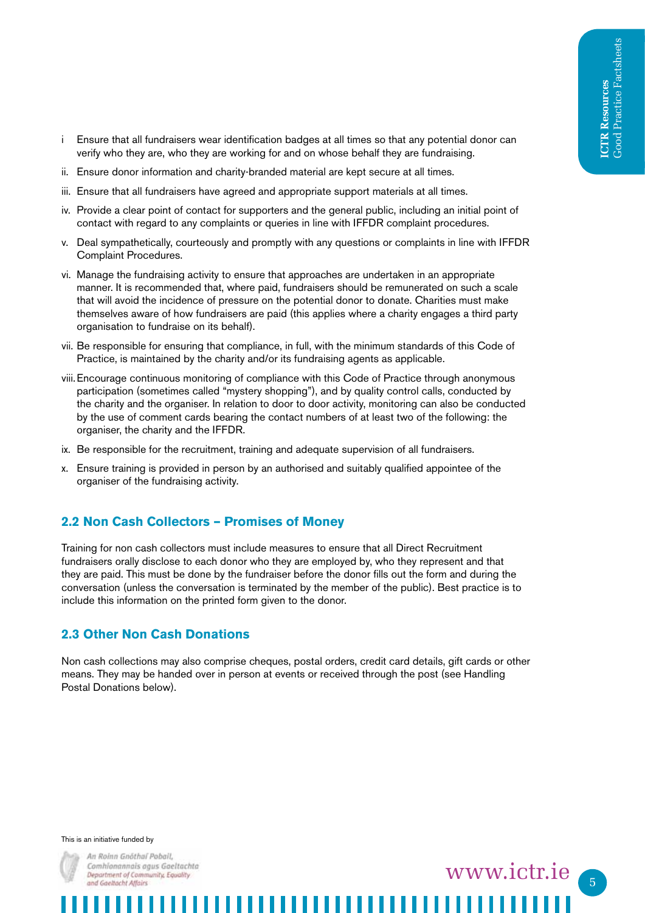i Ensure that all fundraisers wear identification badges at all times so that any potential donor can verify who they are, who they are working for and on whose behalf they are fundraising.

ii. Ensure donor information and charity-branded material are kept secure at all times.

iii. Ensure that all fundraisers have agreed and appropriate support materials at all times.

iv. Provide a clear point of contact for supporters and the general public, including an initial point of contact with regard to any complaints or queries in line with IFFDR complaint procedures.

v. Deal sympathetically, courteously and promptly with any questions or complaints in line with IFFDR Complaint Procedures.

vi. Manage the fundraising activity to ensure that approaches are undertaken in an appropriate manner. It is recommended that, where paid, fundraisers should be remunerated on such a scale that will avoid the incidence of pressure on the potential donor to donate. Charities must make themselves aware of how fundraisers are paid (this applies where a charity engages a third party organisation to fundraise on its behalf).

vii. Be responsible for ensuring that compliance, in full, with the minimum standards of this Code of Practice, is maintained by the charity and/or its fundraising agents as applicable.

viii. Encourage continuous monitoring of compliance with this Code of Practice through anonymous participation (sometimes called "mystery shopping"), and by quality control calls, conducted by the charity and the organiser. In relation to door to door activity, monitoring can also be conducted by the use of comment cards bearing the contact numbers of at least two of the following: the organiser, the charity and the IFFDR.

ix. Be responsible for the recruitment, training and adequate supervision of all fundraisers.

x. Ensure training is provided in person by an authorised and suitably qualified appointee of the organiser of the fundraising activity.

## 2.2 Non Cash Collectors – Promises of Money

Training for non cash collectors must include measures to ensure that all Direct Recruitment fundraisers orally disclose to each donor who they are employed by, who they represent and that they are paid. This must be done by the fundraiser before the donor fills out the form and during the conversation (unless the conversation is terminated by the member of the public). Best practice is to include this information on the printed form given to the donor.

## 2.3 Other Non Cash Donations

Non cash collections may also comprise cheques, postal orders, credit card details, gift cards or other means. They may be handed over in person at events or received through the post (see Handling Postal Donations below).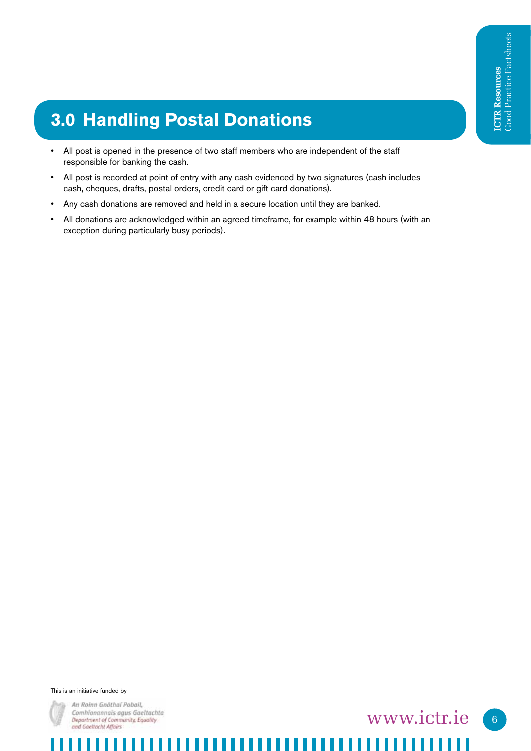## 3.0 Handling Postal Donations

- All post is opened in the presence of two staff members who are independent of the staff responsible for banking the cash.
- All post is recorded at point of entry with any cash evidenced by two signatures (cash includes cash, cheques, drafts, postal orders, credit card or gift card donations).
- Any cash donations are removed and held in a secure location until they are banked.
- All donations are acknowledged within an agreed timeframe, for example within 48 hours (with an exception during particularly busy periods).

This is an initiative funded by

An Roinn Gnóthaí Pobail, Comhionannais agus Gaeltachta
Department of Community, Equality and Gaeltacht Affairs

www.ictr.ie